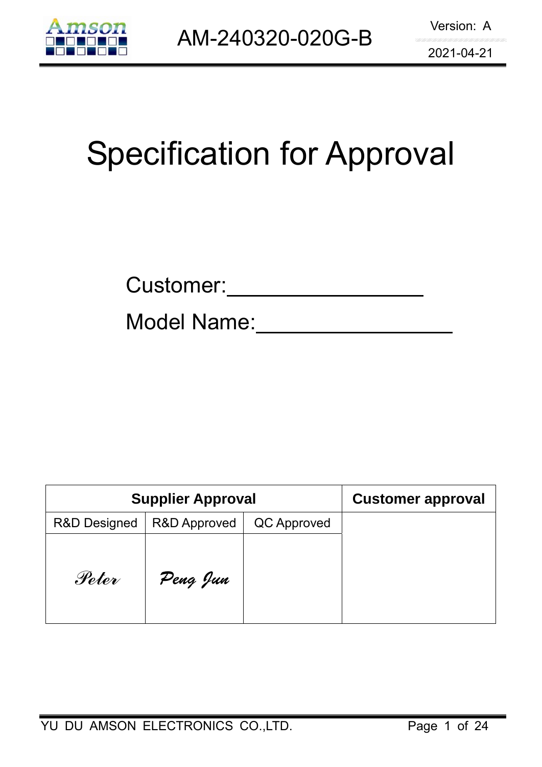# Specification for Approval

Customer:_________________

Model Name:_________________

| Supplier Approval | | | Customer approval |
|---|---|---|---|
| R&D Designed | R&D Approved | QC Approved | |
| *Peter* | *Peng Jun* | | |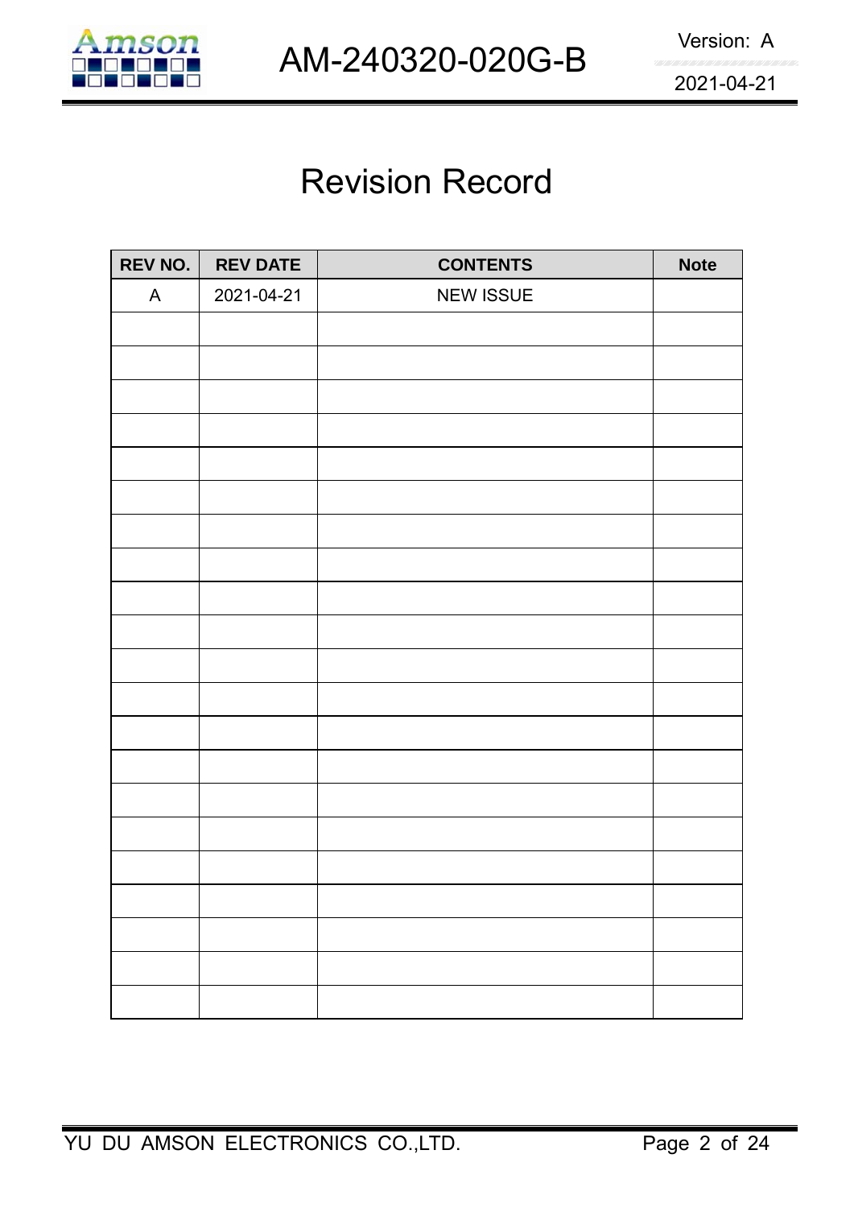# Revision Record

| REV NO. | REV DATE | CONTENTS | Note |
|---|---|---|---|
| A | 2021-04-21 | NEW ISSUE | |
| | | | |
| | | | |
| | | | |
| | | | |
| | | | |
| | | | |
| | | | |
| | | | |
| | | | |
| | | | |
| | | | |
| | | | |
| | | | |
| | | | |
| | | | |
| | | | |
| | | | |
| | | | |
| | | | |
| | | | |
| | | | |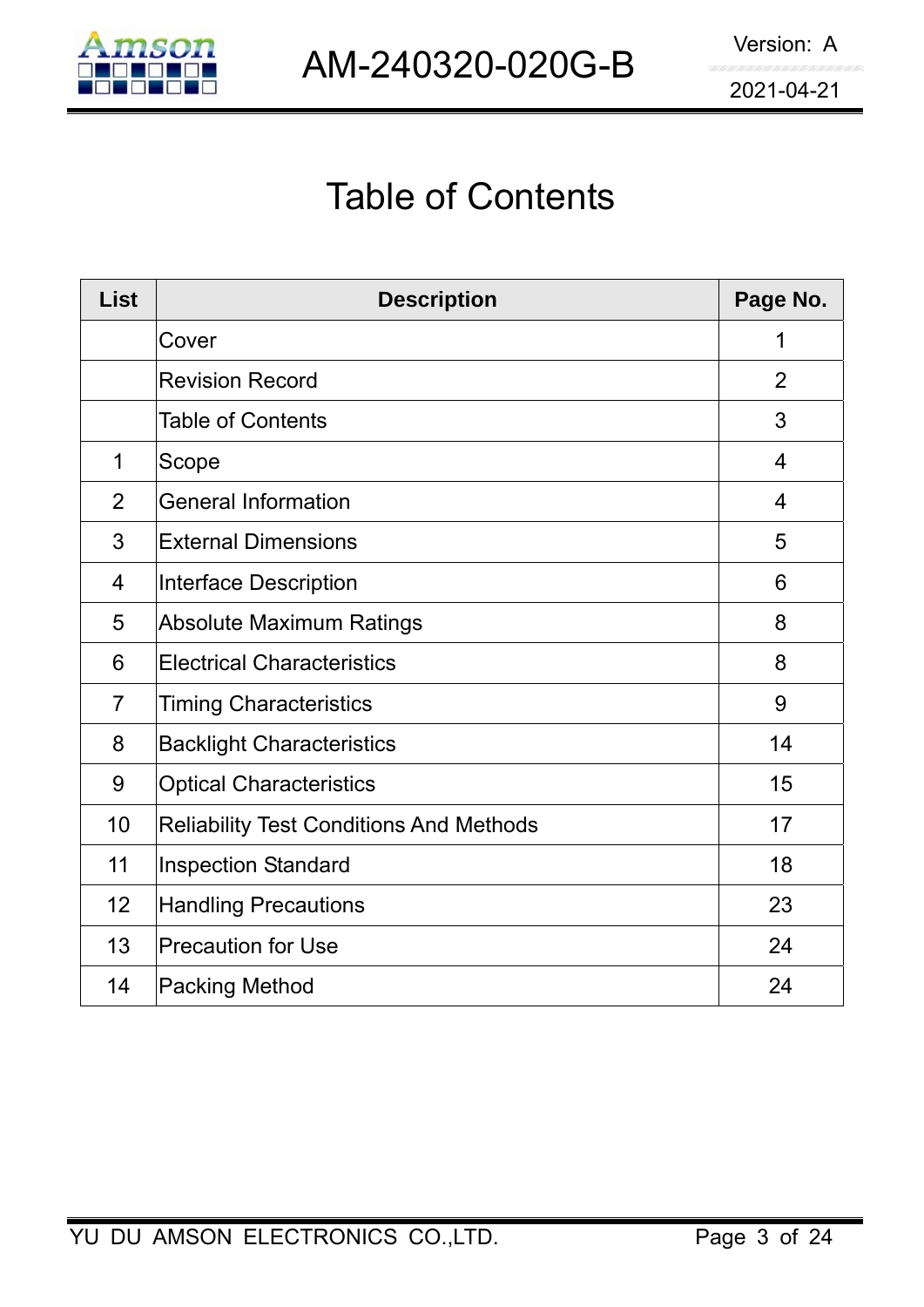# Table of Contents

| List | Description | Page No. |
|---|---|---|
| | Cover | 1 |
| | Revision Record | 2 |
| | Table of Contents | 3 |
| 1 | Scope | 4 |
| 2 | General Information | 4 |
| 3 | External Dimensions | 5 |
| 4 | Interface Description | 6 |
| 5 | Absolute Maximum Ratings | 8 |
| 6 | Electrical Characteristics | 8 |
| 7 | Timing Characteristics | 9 |
| 8 | Backlight Characteristics | 14 |
| 9 | Optical Characteristics | 15 |
| 10 | Reliability Test Conditions And Methods | 17 |
| 11 | Inspection Standard | 18 |
| 12 | Handling Precautions | 23 |
| 13 | Precaution for Use | 24 |
| 14 | Packing Method | 24 |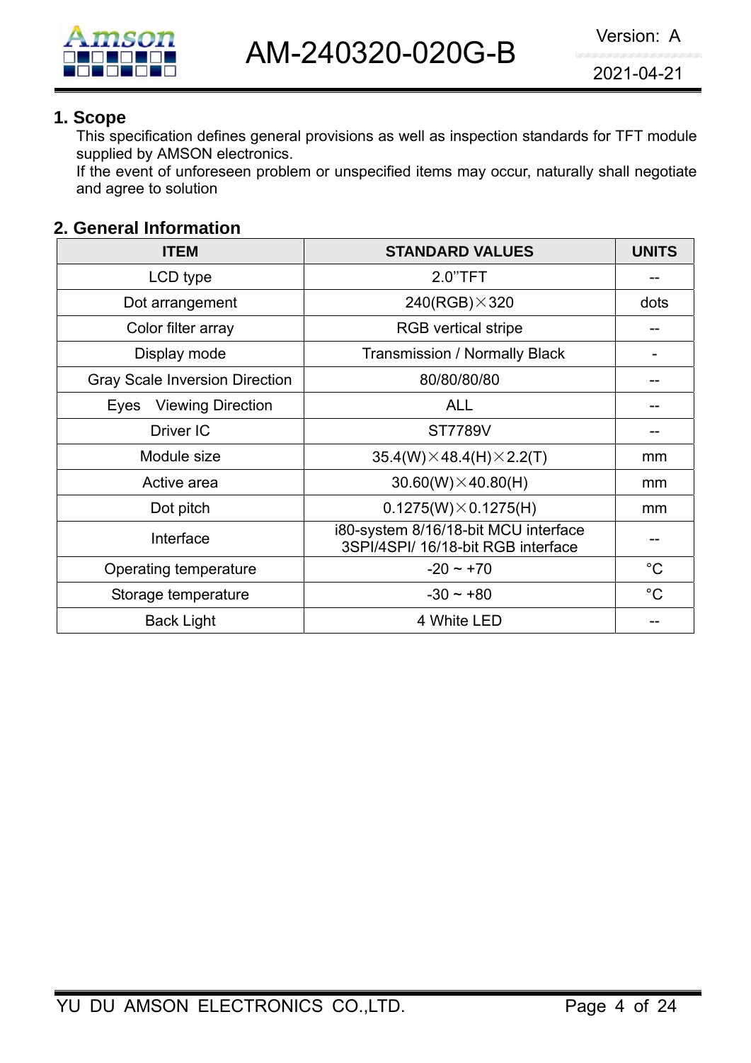## 1. Scope

This specification defines general provisions as well as inspection standards for TFT module supplied by AMSON electronics.

If the event of unforeseen problem or unspecified items may occur, naturally shall negotiate and agree to solution

## 2. General Information

| ITEM | STANDARD VALUES | UNITS |
|---|---|---|
| LCD type | 2.0''TFT | -- |
| Dot arrangement | 240(RGB)×320 | dots |
| Color filter array | RGB vertical stripe | -- |
| Display mode | Transmission / Normally Black | - |
| Gray Scale Inversion Direction | 80/80/80/80 | -- |
| Eyes Viewing Direction | ALL | -- |
| Driver IC | ST7789V | -- |
| Module size | 35.4(W)×48.4(H)×2.2(T) | mm |
| Active area | 30.60(W)×40.80(H) | mm |
| Dot pitch | 0.1275(W)×0.1275(H) | mm |
| Interface | i80-system 8/16/18-bit MCU interface 3SPI/4SPI/ 16/18-bit RGB interface | -- |
| Operating temperature | -20 ~ +70 | °C |
| Storage temperature | -30 ~ +80 | °C |
| Back Light | 4 White LED | -- |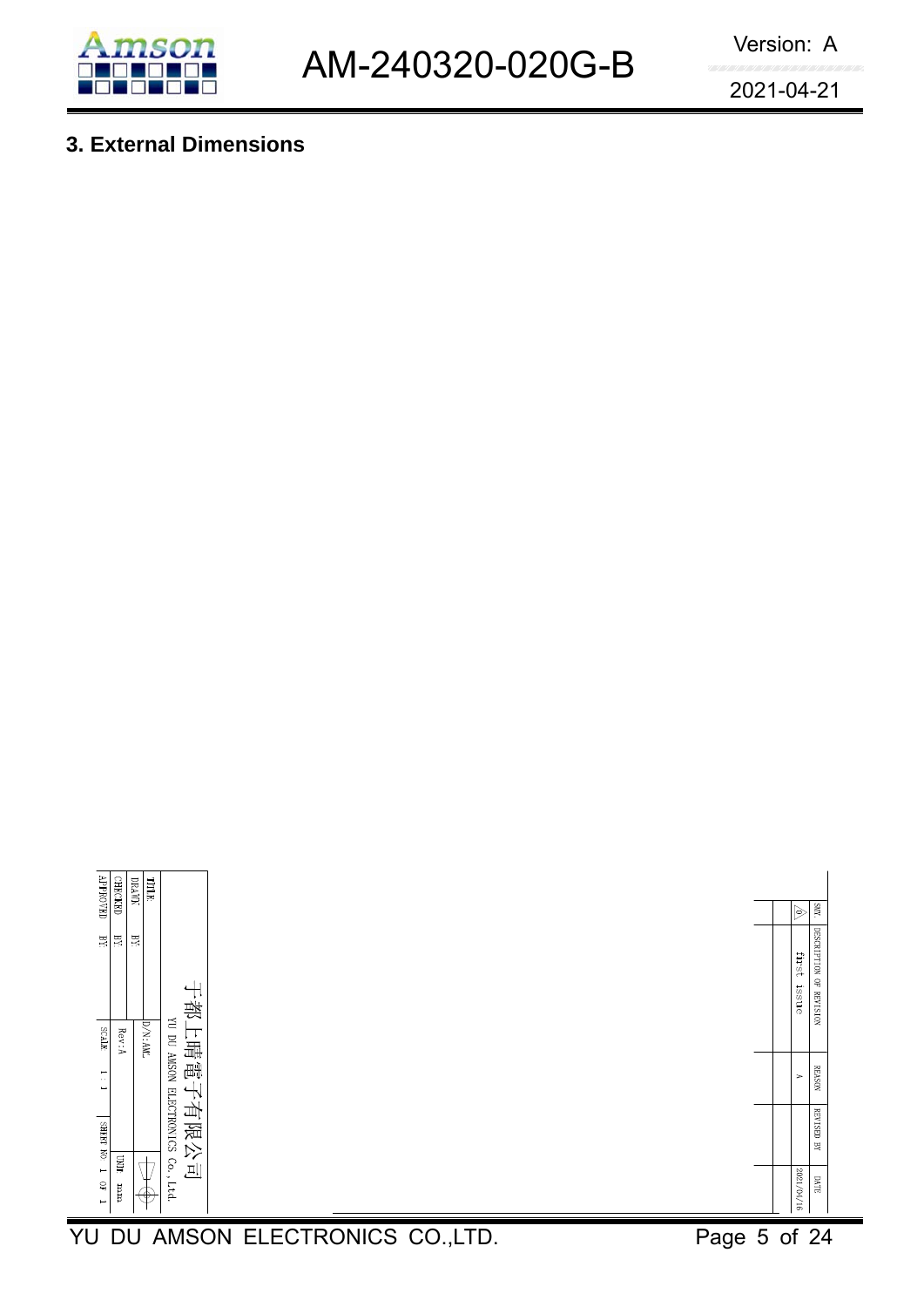## 3. External Dimensions

| SYM. | DESCRIPTION OF REVISION | REASON | REVISED BY | DATE |
|---|---|---|---|---|
| A | first issue | A | | 2021/04/16 |

于都上晴電子有限公司
YU DU AMSON ELECTRONICS Co., Ltd.

| | | | |
|---|---|---|---|
| TITLE: | | | |
| DRAWN BY: | | D/N:AML | |
| CHECKED BY: | | Rev:A | UNIT mm |
| APPROVED BY: | | SCALE 1:1 | SHEET NO 1 OF 1 |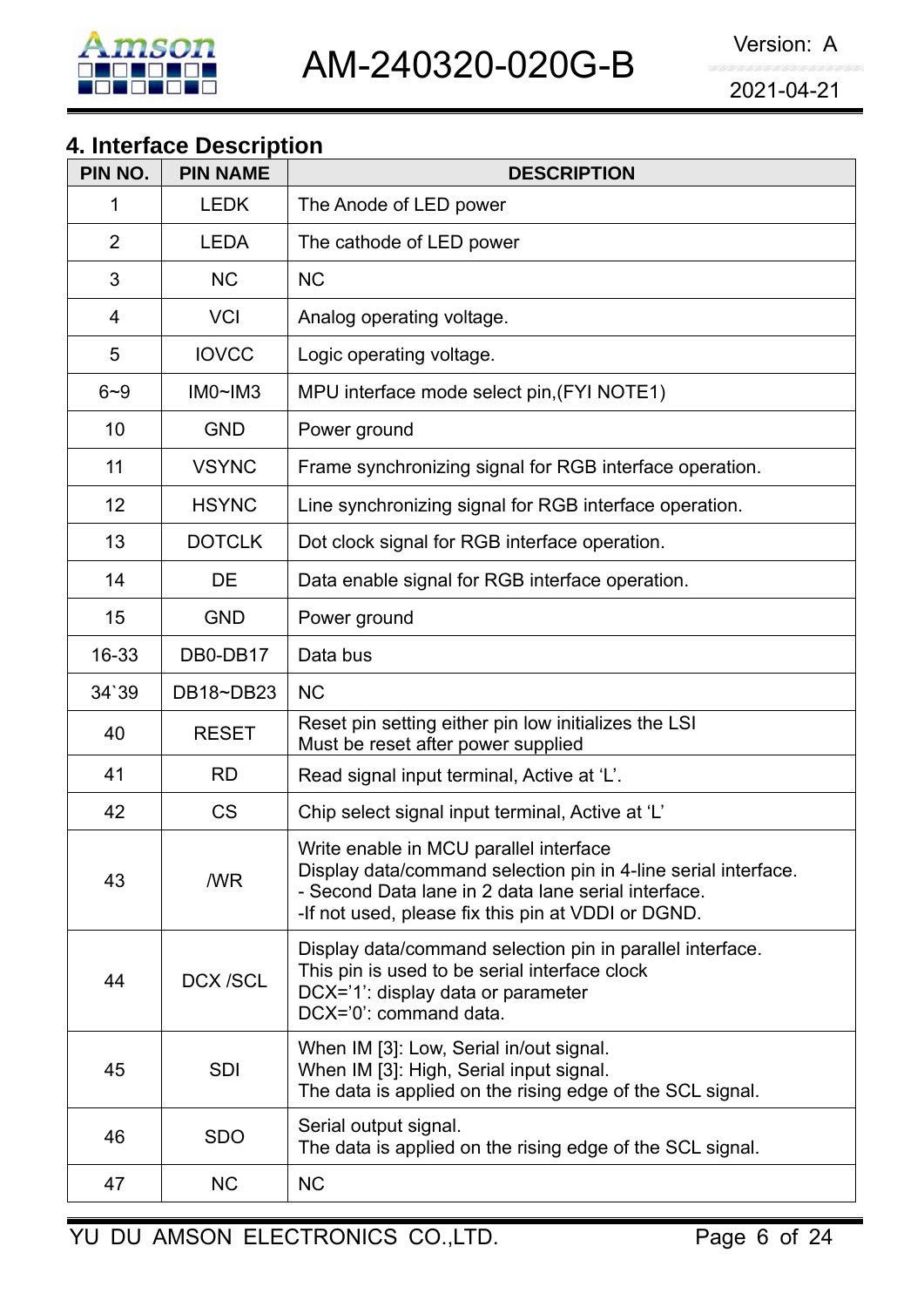## 4. Interface Description

| PIN NO. | PIN NAME | DESCRIPTION |
|---|---|---|
| 1 | LEDK | The Anode of LED power |
| 2 | LEDA | The cathode of LED power |
| 3 | NC | NC |
| 4 | VCI | Analog operating voltage. |
| 5 | IOVCC | Logic operating voltage. |
| 6~9 | IM0~IM3 | MPU interface mode select pin,(FYI NOTE1) |
| 10 | GND | Power ground |
| 11 | VSYNC | Frame synchronizing signal for RGB interface operation. |
| 12 | HSYNC | Line synchronizing signal for RGB interface operation. |
| 13 | DOTCLK | Dot clock signal for RGB interface operation. |
| 14 | DE | Data enable signal for RGB interface operation. |
| 15 | GND | Power ground |
| 16-33 | DB0-DB17 | Data bus |
| 34`39 | DB18~DB23 | NC |
| 40 | RESET | Reset pin setting either pin low initializes the LSI<br>Must be reset after power supplied |
| 41 | RD | Read signal input terminal, Active at 'L'. |
| 42 | CS | Chip select signal input terminal, Active at 'L' |
| 43 | /WR | Write enable in MCU parallel interface<br>Display data/command selection pin in 4-line serial interface.<br>- Second Data lane in 2 data lane serial interface.<br>-If not used, please fix this pin at VDDI or DGND. |
| 44 | DCX /SCL | Display data/command selection pin in parallel interface.<br>This pin is used to be serial interface clock<br>DCX='1': display data or parameter<br>DCX='0': command data. |
| 45 | SDI | When IM [3]: Low, Serial in/out signal.<br>When IM [3]: High, Serial input signal.<br>The data is applied on the rising edge of the SCL signal. |
| 46 | SDO | Serial output signal.<br>The data is applied on the rising edge of the SCL signal. |
| 47 | NC | NC |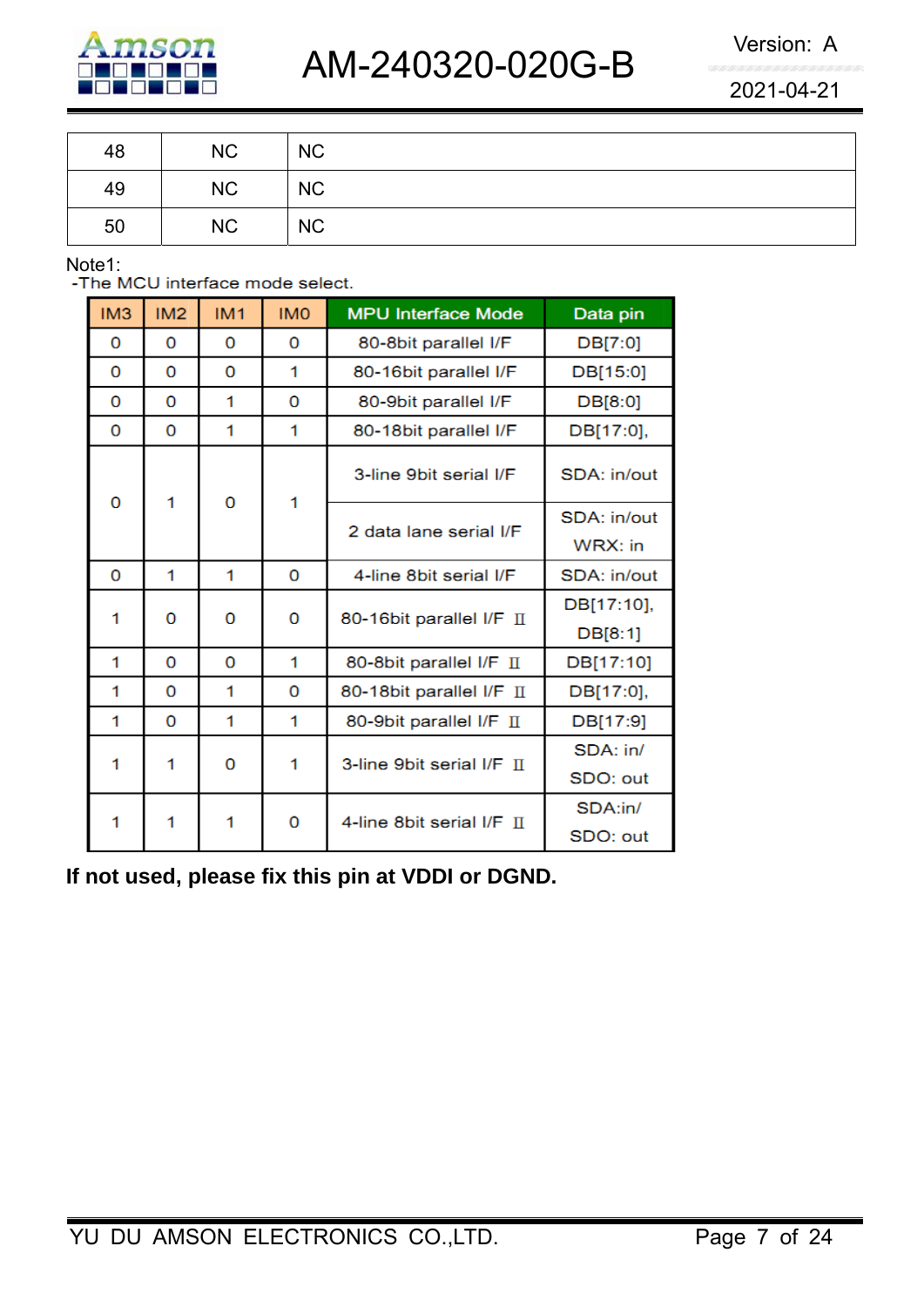| 48 | NC | NC |
|---|---|---|
| 49 | NC | NC |
| 50 | NC | NC |

Note1:

-The MCU interface mode select.

| IM3 | IM2 | IM1 | IM0 | MPU Interface Mode | Data pin |
|---|---|---|---|---|---|
| 0 | 0 | 0 | 0 | 80-8bit parallel I/F | DB[7:0] |
| 0 | 0 | 0 | 1 | 80-16bit parallel I/F | DB[15:0] |
| 0 | 0 | 1 | 0 | 80-9bit parallel I/F | DB[8:0] |
| 0 | 0 | 1 | 1 | 80-18bit parallel I/F | DB[17:0], |
| 0 | 1 | 0 | 1 | 3-line 9bit serial I/F | SDA: in/out |
| | | | | 2 data lane serial I/F | SDA: in/out WRX: in |
| 0 | 1 | 1 | 0 | 4-line 8bit serial I/F | SDA: in/out |
| 1 | 0 | 0 | 0 | 80-16bit parallel I/F Ⅱ | DB[17:10], DB[8:1] |
| 1 | 0 | 0 | 1 | 80-8bit parallel I/F Ⅱ | DB[17:10] |
| 1 | 0 | 1 | 0 | 80-18bit parallel I/F Ⅱ | DB[17:0], |
| 1 | 0 | 1 | 1 | 80-9bit parallel I/F Ⅱ | DB[17:9] |
| 1 | 1 | 0 | 1 | 3-line 9bit serial I/F Ⅱ | SDA: in/ SDO: out |
| 1 | 1 | 1 | 0 | 4-line 8bit serial I/F Ⅱ | SDA:in/ SDO: out |

**If not used, please fix this pin at VDDI or DGND.**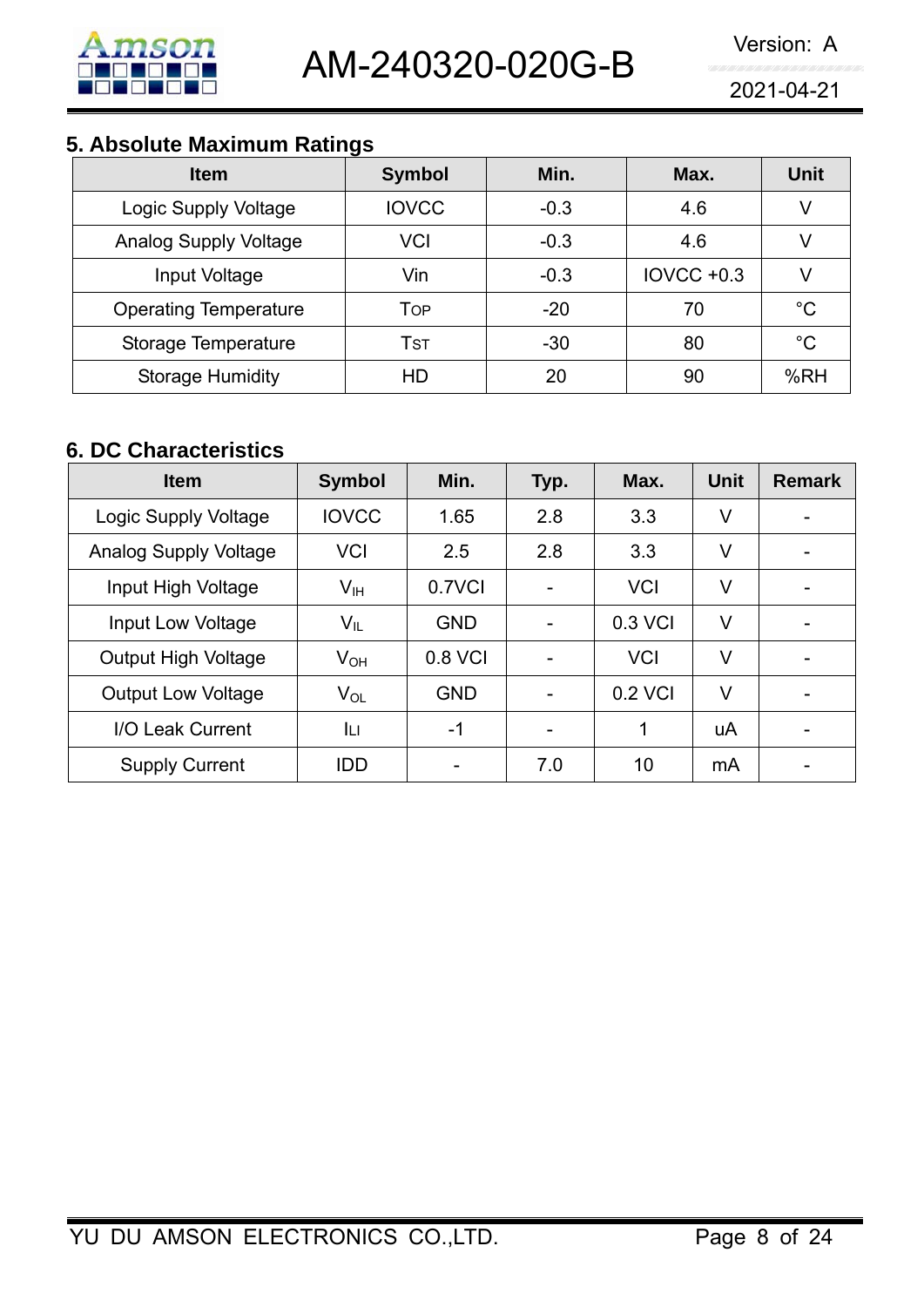## 5. Absolute Maximum Ratings

| Item | Symbol | Min. | Max. | Unit |
|---|---|---|---|---|
| Logic Supply Voltage | IOVCC | -0.3 | 4.6 | V |
| Analog Supply Voltage | VCI | -0.3 | 4.6 | V |
| Input Voltage | Vin | -0.3 | IOVCC +0.3 | V |
| Operating Temperature | $T_{OP}$ | -20 | 70 | °C |
| Storage Temperature | $T_{ST}$ | -30 | 80 | °C |
| Storage Humidity | HD | 20 | 90 | %RH |

## 6. DC Characteristics

| Item | Symbol | Min. | Typ. | Max. | Unit | Remark |
|---|---|---|---|---|---|---|
| Logic Supply Voltage | IOVCC | 1.65 | 2.8 | 3.3 | V | - |
| Analog Supply Voltage | VCI | 2.5 | 2.8 | 3.3 | V | - |
| Input High Voltage | $V_{IH}$ | 0.7VCI | - | VCI | V | - |
| Input Low Voltage | $V_{IL}$ | GND | - | 0.3 VCI | V | - |
| Output High Voltage | $V_{OH}$ | 0.8 VCI | - | VCI | V | - |
| Output Low Voltage | $V_{OL}$ | GND | - | 0.2 VCI | V | - |
| I/O Leak Current | $I_{LI}$ | -1 | - | 1 | uA | - |
| Supply Current | IDD | - | 7.0 | 10 | mA | - |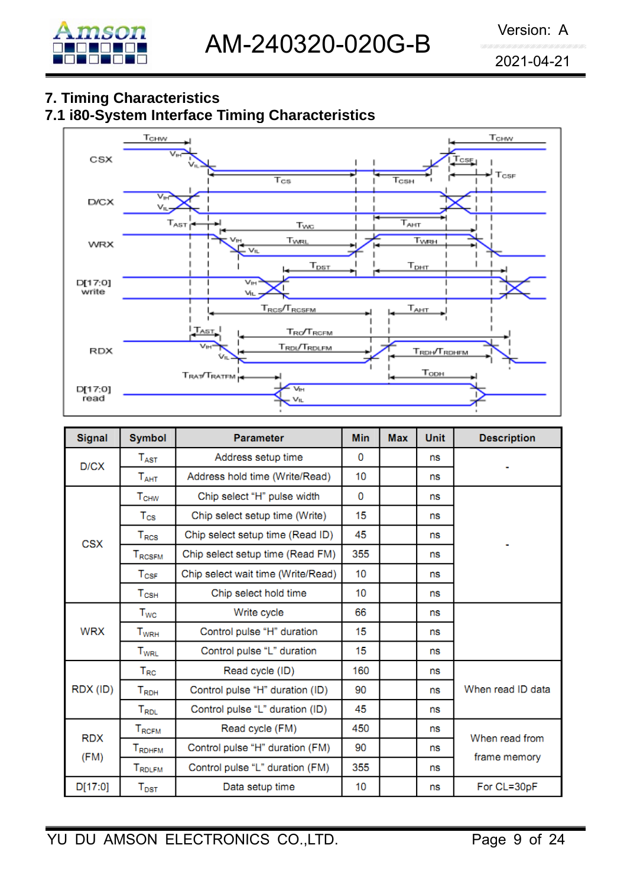## 7. Timing Characteristics

### 7.1 i80-System Interface Timing Characteristics

| Signal | Symbol | Parameter | Min | Max | Unit | Description |
|---|---|---|---|---|---|---|
| D/CX | $T_{AST}$ | Address setup time | 0 | | ns | - |
| | $T_{AHT}$ | Address hold time (Write/Read) | 10 | | ns | |
| CSX | $T_{CHW}$ | Chip select "H" pulse width | 0 | | ns | - |
| | $T_{CS}$ | Chip select setup time (Write) | 15 | | ns | |
| | $T_{RCS}$ | Chip select setup time (Read ID) | 45 | | ns | |
| | $T_{RCSFM}$ | Chip select setup time (Read FM) | 355 | | ns | |
| | $T_{CSF}$ | Chip select wait time (Write/Read) | 10 | | ns | |
| | $T_{CSH}$ | Chip select hold time | 10 | | ns | |
| WRX | $T_{WC}$ | Write cycle | 66 | | ns | |
| | $T_{WRH}$ | Control pulse "H" duration | 15 | | ns | |
| | $T_{WRL}$ | Control pulse "L" duration | 15 | | ns | |
| RDX (ID) | $T_{RC}$ | Read cycle (ID) | 160 | | ns | When read ID data |
| | $T_{RDH}$ | Control pulse "H" duration (ID) | 90 | | ns | |
| | $T_{RDL}$ | Control pulse "L" duration (ID) | 45 | | ns | |
| RDX (FM) | $T_{RCFM}$ | Read cycle (FM) | 450 | | ns | When read from frame memory |
| | $T_{RDHFM}$ | Control pulse "H" duration (FM) | 90 | | ns | |
| | $T_{RDLFM}$ | Control pulse "L" duration (FM) | 355 | | ns | |
| D[17:0] | $T_{DST}$ | Data setup time | 10 | | ns | For CL=30pF |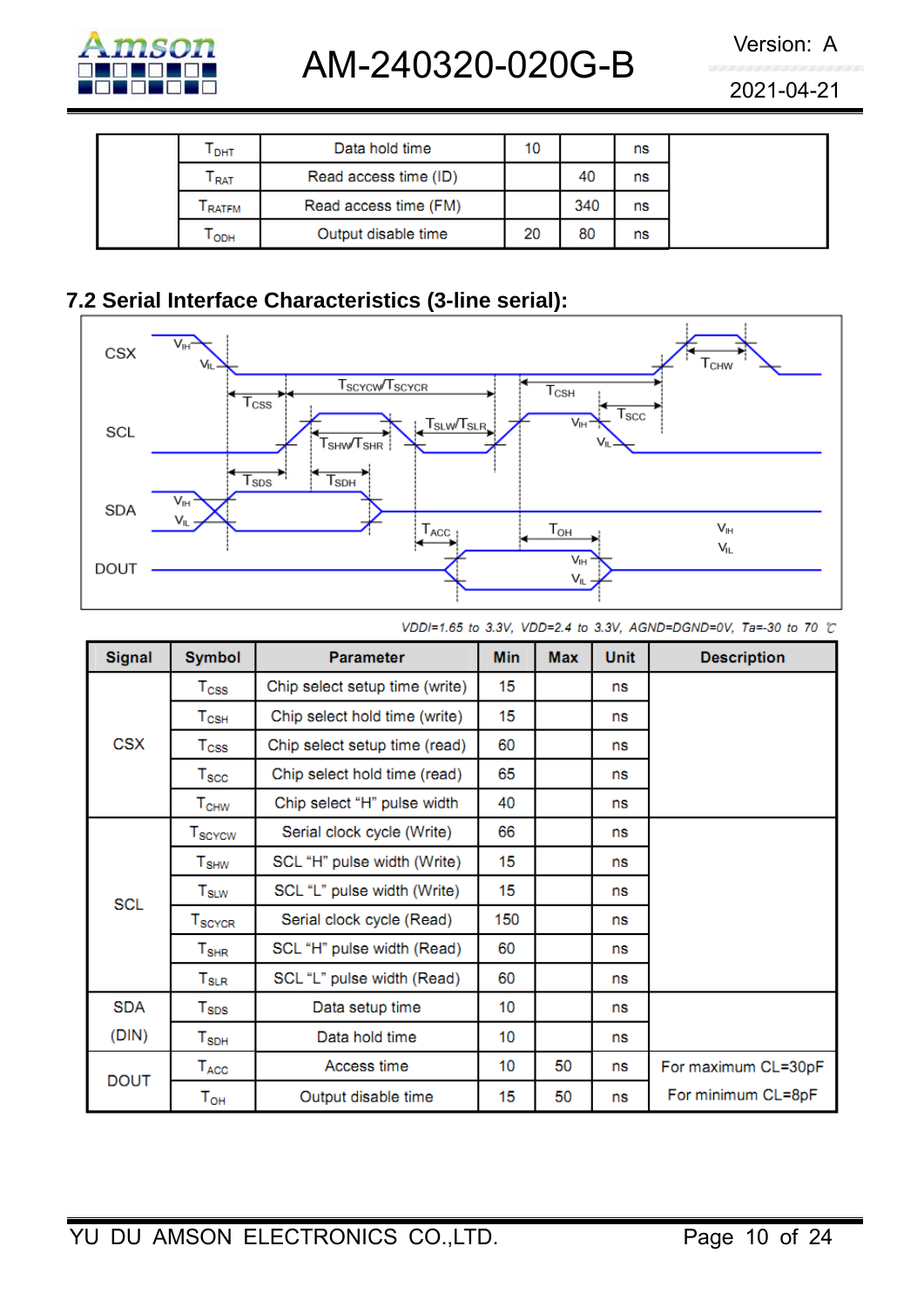|  | $T_{DHT}$ | Data hold time | 10 |  | ns |  |
|---|---|---|---|---|---|---|
|  | $T_{RAT}$ | Read access time (ID) |  | 40 | ns |  |
|  | $T_{RATFM}$ | Read access time (FM) |  | 340 | ns |  |
|  | $T_{ODH}$ | Output disable time | 20 | 80 | ns |  |

## 7.2 Serial Interface Characteristics (3-line serial):

*VDDI=1.65 to 3.3V, VDD=2.4 to 3.3V, AGND=DGND=0V, Ta=-30 to 70 ℃*

| Signal | Symbol | Parameter | Min | Max | Unit | Description |
|---|---|---|---|---|---|---|
| CSX | $T_{CSS}$ | Chip select setup time (write) | 15 |  | ns |  |
|  | $T_{CSH}$ | Chip select hold time (write) | 15 |  | ns |  |
|  | $T_{CSS}$ | Chip select setup time (read) | 60 |  | ns |  |
|  | $T_{SCC}$ | Chip select hold time (read) | 65 |  | ns |  |
|  | $T_{CHW}$ | Chip select "H" pulse width | 40 |  | ns |  |
| SCL | $T_{SCYCW}$ | Serial clock cycle (Write) | 66 |  | ns |  |
|  | $T_{SHW}$ | SCL "H" pulse width (Write) | 15 |  | ns |  |
|  | $T_{SLW}$ | SCL "L" pulse width (Write) | 15 |  | ns |  |
|  | $T_{SCYCR}$ | Serial clock cycle (Read) | 150 |  | ns |  |
|  | $T_{SHR}$ | SCL "H" pulse width (Read) | 60 |  | ns |  |
|  | $T_{SLR}$ | SCL "L" pulse width (Read) | 60 |  | ns |  |
| SDA (DIN) | $T_{SDS}$ | Data setup time | 10 |  | ns |  |
|  | $T_{SDH}$ | Data hold time | 10 |  | ns |  |
| DOUT | $T_{ACC}$ | Access time | 10 | 50 | ns | For maximum CL=30pF |
|  | $T_{OH}$ | Output disable time | 15 | 50 | ns | For minimum CL=8pF |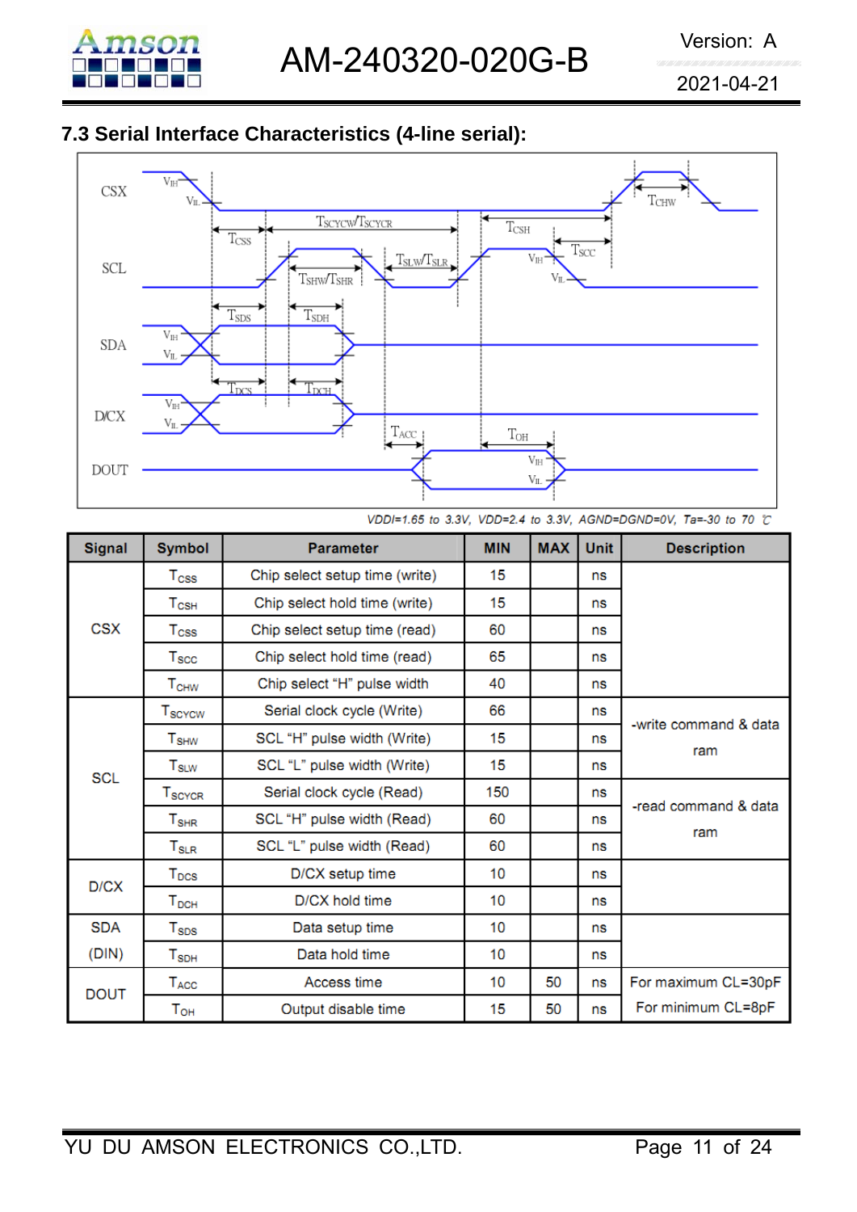### 7.3 Serial Interface Characteristics (4-line serial):

*VDDI=1.65 to 3.3V, VDD=2.4 to 3.3V, AGND=DGND=0V, Ta=-30 to 70 ℃*

| Signal | Symbol | Parameter | MIN | MAX | Unit | Description |
|---|---|---|---|---|---|---|
| CSX | $T_{CSS}$ | Chip select setup time (write) | 15 | | ns | |
| | $T_{CSH}$ | Chip select hold time (write) | 15 | | ns | |
| | $T_{CSS}$ | Chip select setup time (read) | 60 | | ns | |
| | $T_{SCC}$ | Chip select hold time (read) | 65 | | ns | |
| | $T_{CHW}$ | Chip select "H" pulse width | 40 | | ns | |
| SCL | $T_{SCYCW}$ | Serial clock cycle (Write) | 66 | | ns | -write command & data ram |
| | $T_{SHW}$ | SCL "H" pulse width (Write) | 15 | | ns | |
| | $T_{SLW}$ | SCL "L" pulse width (Write) | 15 | | ns | |
| | $T_{SCYCR}$ | Serial clock cycle (Read) | 150 | | ns | -read command & data ram |
| | $T_{SHR}$ | SCL "H" pulse width (Read) | 60 | | ns | |
| | $T_{SLR}$ | SCL "L" pulse width (Read) | 60 | | ns | |
| D/CX | $T_{DCS}$ | D/CX setup time | 10 | | ns | |
| | $T_{DCH}$ | D/CX hold time | 10 | | ns | |
| SDA (DIN) | $T_{SDS}$ | Data setup time | 10 | | ns | |
| | $T_{SDH}$ | Data hold time | 10 | | ns | |
| DOUT | $T_{ACC}$ | Access time | 10 | 50 | ns | For maximum CL=30pF |
| | $T_{OH}$ | Output disable time | 15 | 50 | ns | For minimum CL=8pF |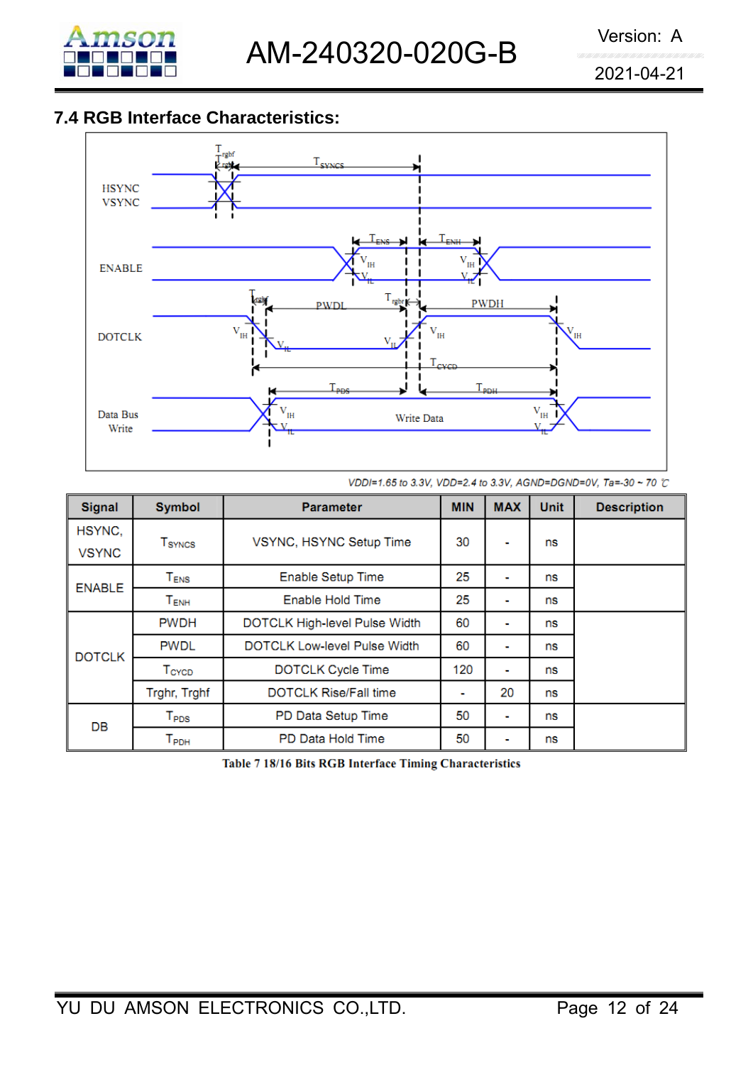## 7.4 RGB Interface Characteristics:

*VDDI=1.65 to 3.3V, VDD=2.4 to 3.3V, AGND=DGND=0V, Ta=-30 ~ 70 ℃*

| Signal | Symbol | Parameter | MIN | MAX | Unit | Description |
|---|---|---|---|---|---|---|
| HSYNC, VSYNC | $T_{SYNCS}$ | VSYNC, HSYNC Setup Time | 30 | - | ns | |
| ENABLE | $T_{ENS}$ | Enable Setup Time | 25 | - | ns | |
| | $T_{ENH}$ | Enable Hold Time | 25 | - | ns | |
| DOTCLK | PWDH | DOTCLK High-level Pulse Width | 60 | - | ns | |
| | PWDL | DOTCLK Low-level Pulse Width | 60 | - | ns | |
| | $T_{CYCD}$ | DOTCLK Cycle Time | 120 | - | ns | |
| | Trghr, Trghf | DOTCLK Rise/Fall time | - | 20 | ns | |
| DB | $T_{PDS}$ | PD Data Setup Time | 50 | - | ns | |
| | $T_{PDH}$ | PD Data Hold Time | 50 | - | ns | |

**Table 7 18/16 Bits RGB Interface Timing Characteristics**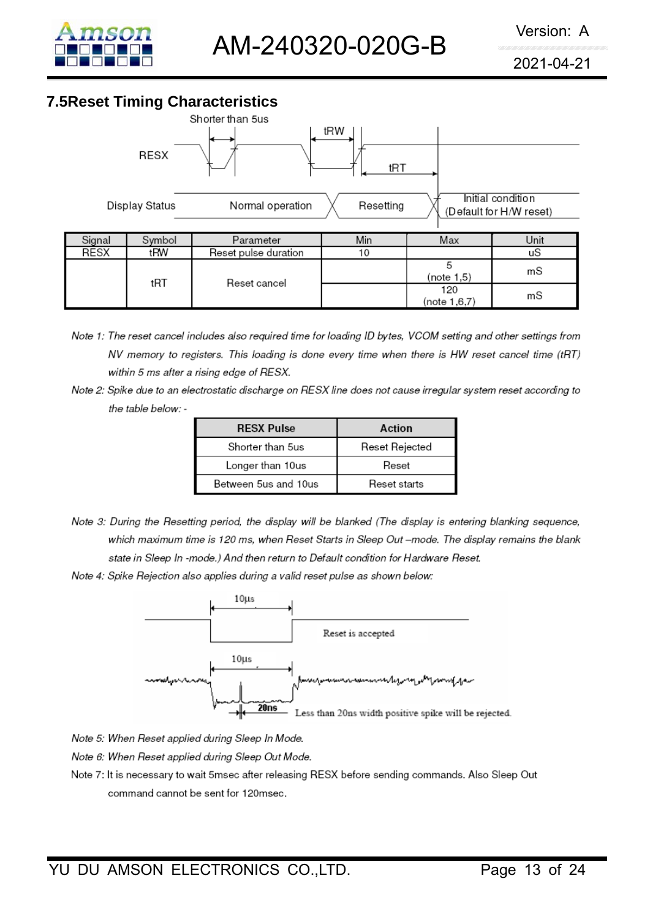## 7.5Reset Timing Characteristics

| Signal | Symbol | Parameter | Min | Max | Unit |
|---|---|---|---|---|---|
| RESX | tRW | Reset pulse duration | 10 | | uS |
| | tRT | Reset cancel | | 5 (note 1,5) | mS |
| | | | | 120 (note 1,6,7) | mS |

*Note 1: The reset cancel includes also required time for loading ID bytes, VCOM setting and other settings from NV memory to registers. This loading is done every time when there is HW reset cancel time (tRT) within 5 ms after a rising edge of RESX.*

*Note 2: Spike due to an electrostatic discharge on RESX line does not cause irregular system reset according to the table below: -*

| RESX Pulse | Action |
|---|---|
| Shorter than 5us | Reset Rejected |
| Longer than 10us | Reset |
| Between 5us and 10us | Reset starts |

*Note 3: During the Resetting period, the display will be blanked (The display is entering blanking sequence, which maximum time is 120 ms, when Reset Starts in Sleep Out –mode. The display remains the blank state in Sleep In -mode.) And then return to Default condition for Hardware Reset.*

*Note 4: Spike Rejection also applies during a valid reset pulse as shown below:*

*Note 5: When Reset applied during Sleep In Mode.*

*Note 6: When Reset applied during Sleep Out Mode.*

Note 7: It is necessary to wait 5msec after releasing RESX before sending commands. Also Sleep Out command cannot be sent for 120msec.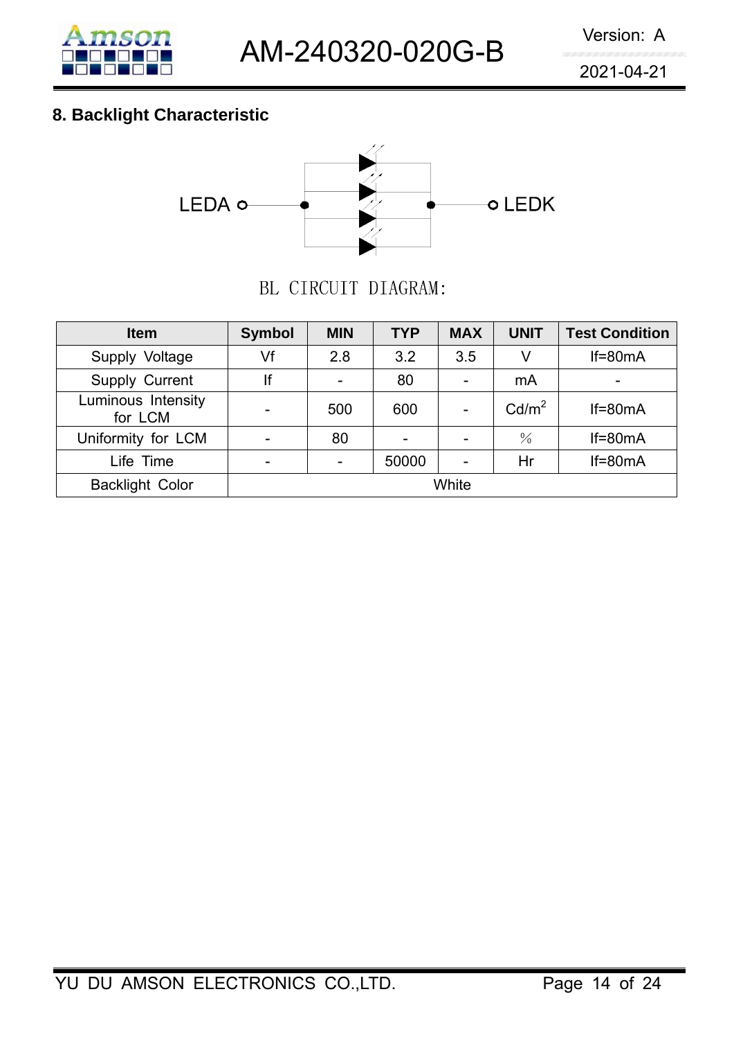## 8. Backlight Characteristic

LEDA LEDK

BL CIRCUIT DIAGRAM:

| Item | Symbol | MIN | TYP | MAX | UNIT | Test Condition |
|---|---|---|---|---|---|---|
| Supply Voltage | Vf | 2.8 | 3.2 | 3.5 | V | If=80mA |
| Supply Current | If | - | 80 | - | mA | - |
| Luminous Intensity for LCM | - | 500 | 600 | - | $Cd/m^2$ | If=80mA |
| Uniformity for LCM | - | 80 | - | - | ％ | If=80mA |
| Life Time | - | - | 50000 | - | Hr | If=80mA |
| Backlight Color | White | | | | | |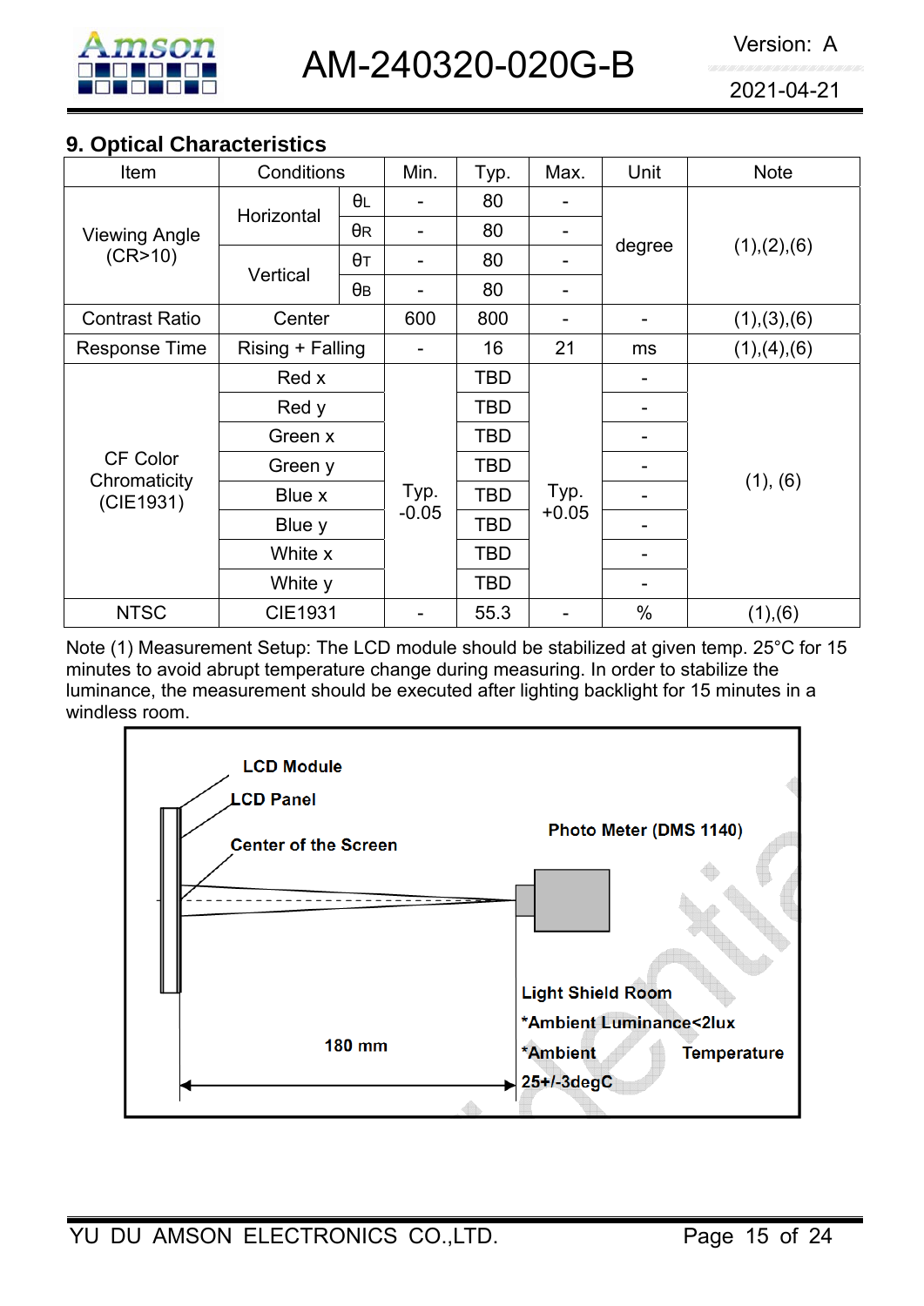## 9. Optical Characteristics

| Item | Conditions | | Min. | Typ. | Max. | Unit | Note |
|---|---|---|---|---|---|---|---|
| Viewing Angle (CR>10) | Horizontal | θL | - | 80 | - | degree | (1),(2),(6) |
| | | θR | - | 80 | - | | |
| | Vertical | θT | - | 80 | - | | |
| | | θB | - | 80 | - | | |
| Contrast Ratio | Center | | 600 | 800 | - | - | (1),(3),(6) |
| Response Time | Rising + Falling | | - | 16 | 21 | ms | (1),(4),(6) |
| CF Color Chromaticity (CIE1931) | Red x | | Typ. -0.05 | TBD | Typ. +0.05 | - | (1), (6) |
| | Red y | | | TBD | | - | |
| | Green x | | | TBD | | - | |
| | Green y | | | TBD | | - | |
| | Blue x | | | TBD | | - | |
| | Blue y | | | TBD | | - | |
| | White x | | | TBD | | - | |
| | White y | | | TBD | | - | |
| NTSC | CIE1931 | | - | 55.3 | - | % | (1),(6) |

Note (1) Measurement Setup: The LCD module should be stabilized at given temp. 25°C for 15 minutes to avoid abrupt temperature change during measuring. In order to stabilize the luminance, the measurement should be executed after lighting backlight for 15 minutes in a windless room.

LCD Module
LCD Panel
Center of the Screen
Photo Meter (DMS 1140)
Light Shield Room
*Ambient Luminance<2lux
*Ambient Temperature 25+/-3degC
180 mm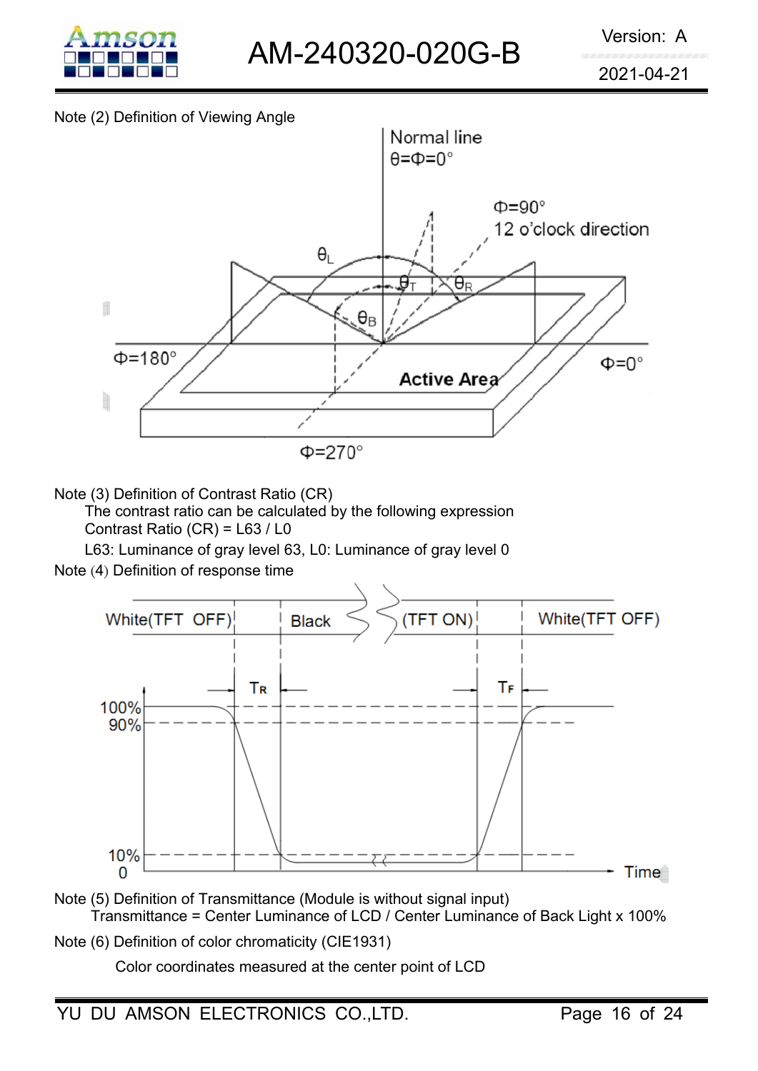Note (2) Definition of Viewing Angle

Note (3) Definition of Contrast Ratio (CR)

The contrast ratio can be calculated by the following expression

Contrast Ratio (CR) = L63 / L0

L63: Luminance of gray level 63, L0: Luminance of gray level 0

Note (4) Definition of response time

Note (5) Definition of Transmittance (Module is without signal input)

Transmittance = Center Luminance of LCD / Center Luminance of Back Light x 100%

Note (6) Definition of color chromaticity (CIE1931)

Color coordinates measured at the center point of LCD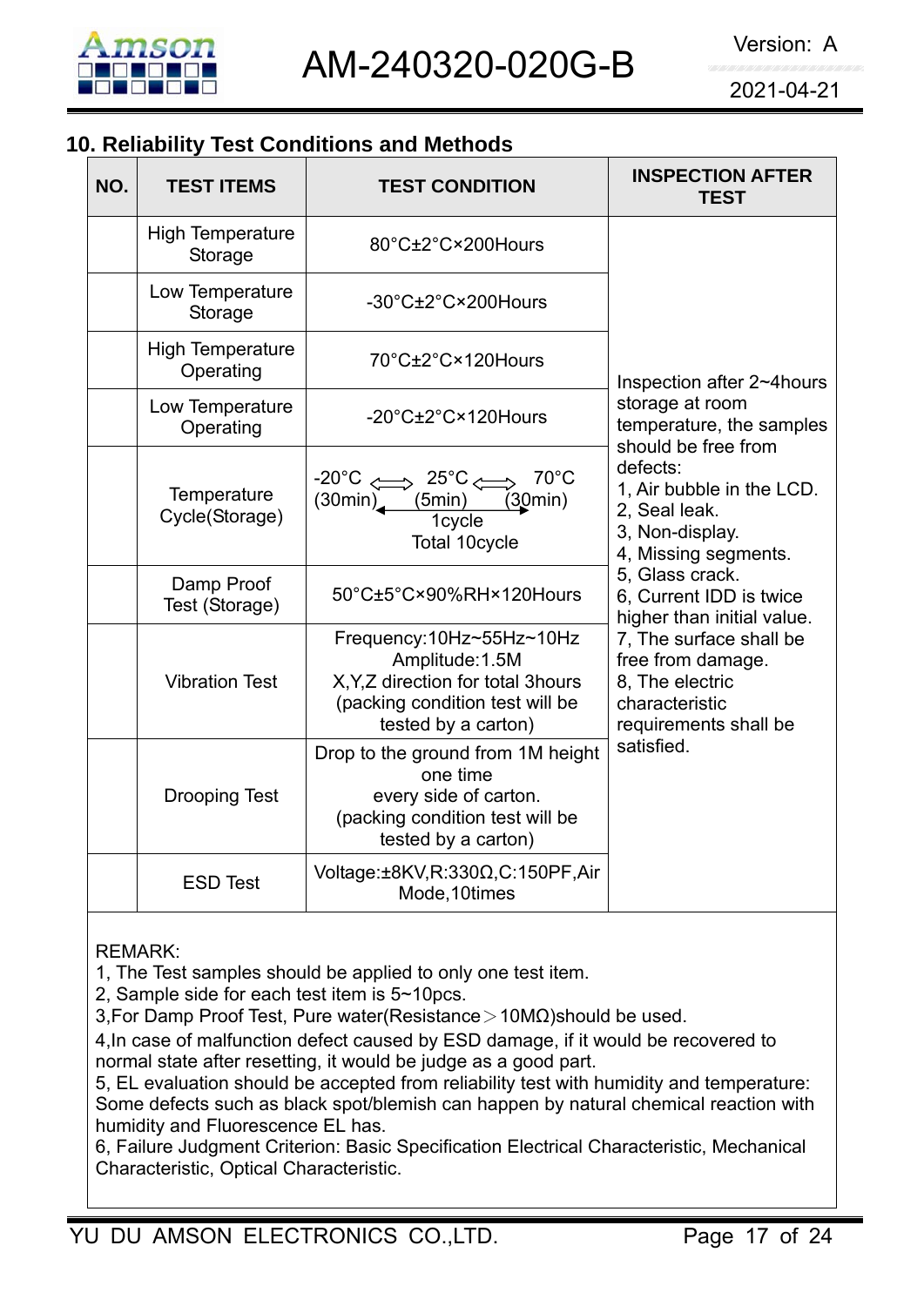## 10. Reliability Test Conditions and Methods

| NO. | TEST ITEMS | TEST CONDITION | INSPECTION AFTER TEST |
|---|---|---|---|
| | High Temperature Storage | 80°C±2°C×200Hours | Inspection after 2~4hours storage at room temperature, the samples should be free from defects:<br>1, Air bubble in the LCD.<br>2, Seal leak.<br>3, Non-display.<br>4, Missing segments.<br>5, Glass crack.<br>6, Current IDD is twice higher than initial value.<br>7, The surface shall be free from damage.<br>8, The electric characteristic requirements shall be satisfied. |
| | Low Temperature Storage | -30°C±2°C×200Hours | |
| | High Temperature Operating | 70°C±2°C×120Hours | |
| | Low Temperature Operating | -20°C±2°C×120Hours | |
| | Temperature Cycle(Storage) | -20°C (30min) ⟺ 25°C (5min) ⟺ 70°C (30min)<br>1cycle<br>Total 10cycle | |
| | Damp Proof Test (Storage) | 50°C±5°C×90%RH×120Hours | |
| | Vibration Test | Frequency:10Hz~55Hz~10Hz<br>Amplitude:1.5M<br>X,Y,Z direction for total 3hours<br>(packing condition test will be tested by a carton) | |
| | Drooping Test | Drop to the ground from 1M height one time<br>every side of carton.<br>(packing condition test will be tested by a carton) | |
| | ESD Test | Voltage:±8KV,R:330Ω,C:150PF,Air Mode,10times | |

REMARK:
1, The Test samples should be applied to only one test item.
2, Sample side for each test item is 5~10pcs.
3,For Damp Proof Test, Pure water(Resistance＞10MΩ)should be used.
4,In case of malfunction defect caused by ESD damage, if it would be recovered to normal state after resetting, it would be judge as a good part.
5, EL evaluation should be accepted from reliability test with humidity and temperature: Some defects such as black spot/blemish can happen by natural chemical reaction with humidity and Fluorescence EL has.
6, Failure Judgment Criterion: Basic Specification Electrical Characteristic, Mechanical Characteristic, Optical Characteristic.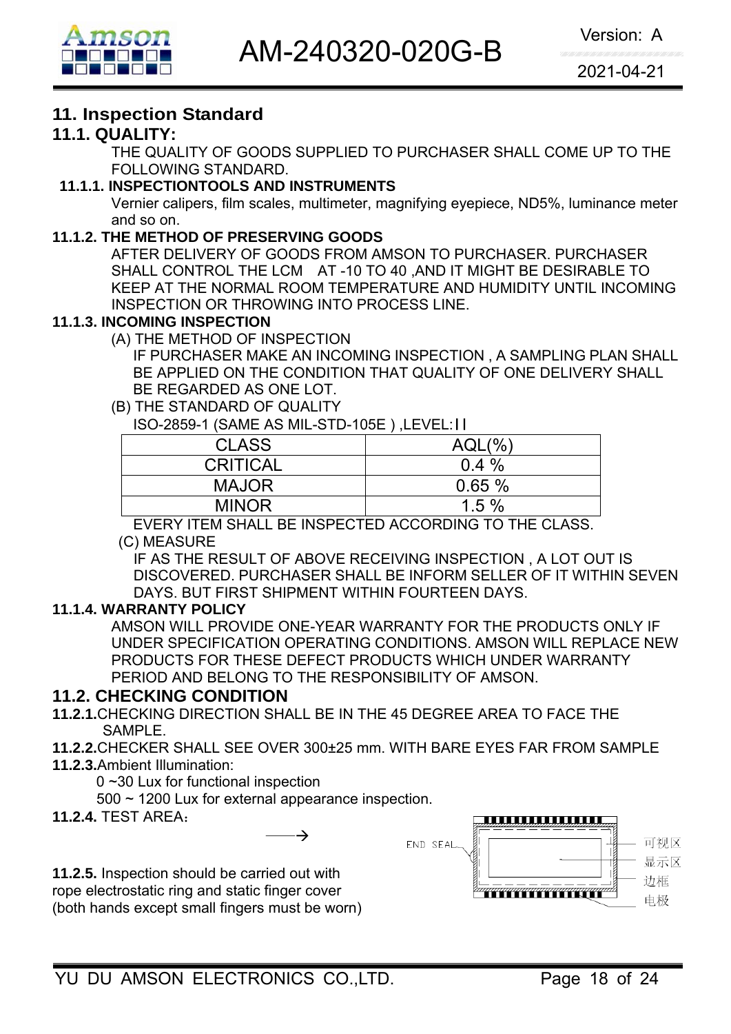## 11. Inspection Standard

### 11.1. QUALITY:

THE QUALITY OF GOODS SUPPLIED TO PURCHASER SHALL COME UP TO THE FOLLOWING STANDARD.

**11.1.1. INSPECTIONTOOLS AND INSTRUMENTS**

Vernier calipers, film scales, multimeter, magnifying eyepiece, ND5%, luminance meter and so on.

**11.1.2. THE METHOD OF PRESERVING GOODS**

AFTER DELIVERY OF GOODS FROM AMSON TO PURCHASER. PURCHASER SHALL CONTROL THE LCM AT -10 TO 40 ,AND IT MIGHT BE DESIRABLE TO KEEP AT THE NORMAL ROOM TEMPERATURE AND HUMIDITY UNTIL INCOMING INSPECTION OR THROWING INTO PROCESS LINE.

**11.1.3. INCOMING INSPECTION**

(A) THE METHOD OF INSPECTION

IF PURCHASER MAKE AN INCOMING INSPECTION , A SAMPLING PLAN SHALL BE APPLIED ON THE CONDITION THAT QUALITY OF ONE DELIVERY SHALL BE REGARDED AS ONE LOT.

(B) THE STANDARD OF QUALITY

ISO-2859-1 (SAME AS MIL-STD-105E ) ,LEVEL:ΙΙ

| CLASS | AQL(%) |
|---|---|
| CRITICAL | 0.4 % |
| MAJOR | 0.65 % |
| MINOR | 1.5 % |

EVERY ITEM SHALL BE INSPECTED ACCORDING TO THE CLASS.

(C) MEASURE

IF AS THE RESULT OF ABOVE RECEIVING INSPECTION , A LOT OUT IS DISCOVERED. PURCHASER SHALL BE INFORM SELLER OF IT WITHIN SEVEN DAYS. BUT FIRST SHIPMENT WITHIN FOURTEEN DAYS.

**11.1.4. WARRANTY POLICY**

AMSON WILL PROVIDE ONE-YEAR WARRANTY FOR THE PRODUCTS ONLY IF UNDER SPECIFICATION OPERATING CONDITIONS. AMSON WILL REPLACE NEW PRODUCTS FOR THESE DEFECT PRODUCTS WHICH UNDER WARRANTY PERIOD AND BELONG TO THE RESPONSIBILITY OF AMSON.

### 11.2. CHECKING CONDITION

**11.2.1.** CHECKING DIRECTION SHALL BE IN THE 45 DEGREE AREA TO FACE THE SAMPLE.

**11.2.2.** CHECKER SHALL SEE OVER 300±25 mm. WITH BARE EYES FAR FROM SAMPLE

**11.2.3.** Ambient Illumination:

0 ~30 Lux for functional inspection

500 ~ 1200 Lux for external appearance inspection.

**11.2.4.** TEST AREA：→

END SEAL

可视区

显示区

边框

电极

**11.2.5.** Inspection should be carried out with rope electrostatic ring and static finger cover (both hands except small fingers must be worn)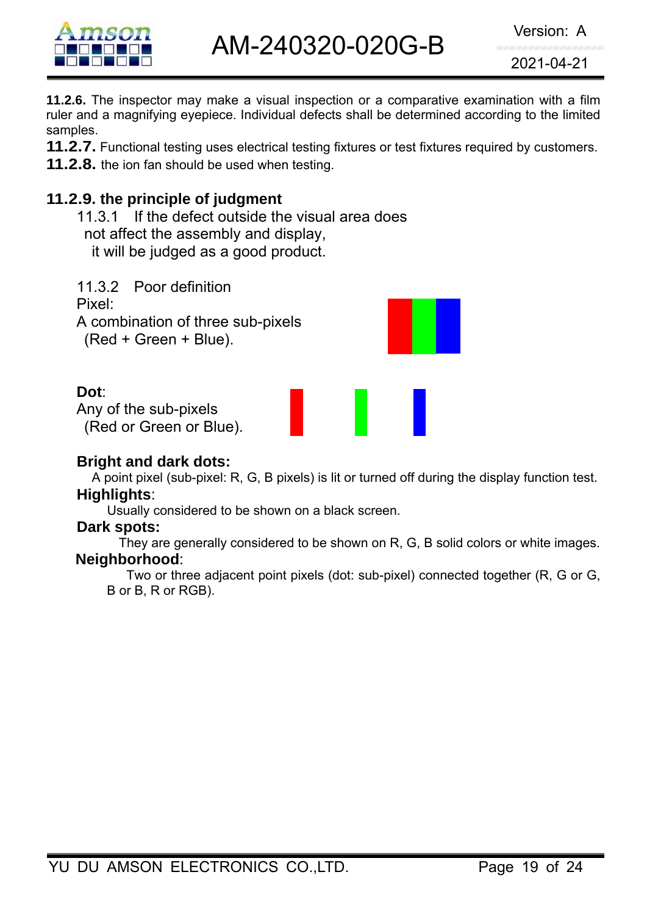**11.2.6.** The inspector may make a visual inspection or a comparative examination with a film ruler and a magnifying eyepiece. Individual defects shall be determined according to the limited samples.

**11.2.7.** Functional testing uses electrical testing fixtures or test fixtures required by customers.

**11.2.8.** the ion fan should be used when testing.

### 11.2.9. the principle of judgment

11.3.1 If the defect outside the visual area does not affect the assembly and display, it will be judged as a good product.

11.3.2 Poor definition

Pixel:
A combination of three sub-pixels (Red + Green + Blue).

**Dot**:
Any of the sub-pixels (Red or Green or Blue).

**Bright and dark dots:**
A point pixel (sub-pixel: R, G, B pixels) is lit or turned off during the display function test.

**Highlights**:
Usually considered to be shown on a black screen.

**Dark spots:**
They are generally considered to be shown on R, G, B solid colors or white images.

**Neighborhood**:
Two or three adjacent point pixels (dot: sub-pixel) connected together (R, G or G, B or B, R or RGB).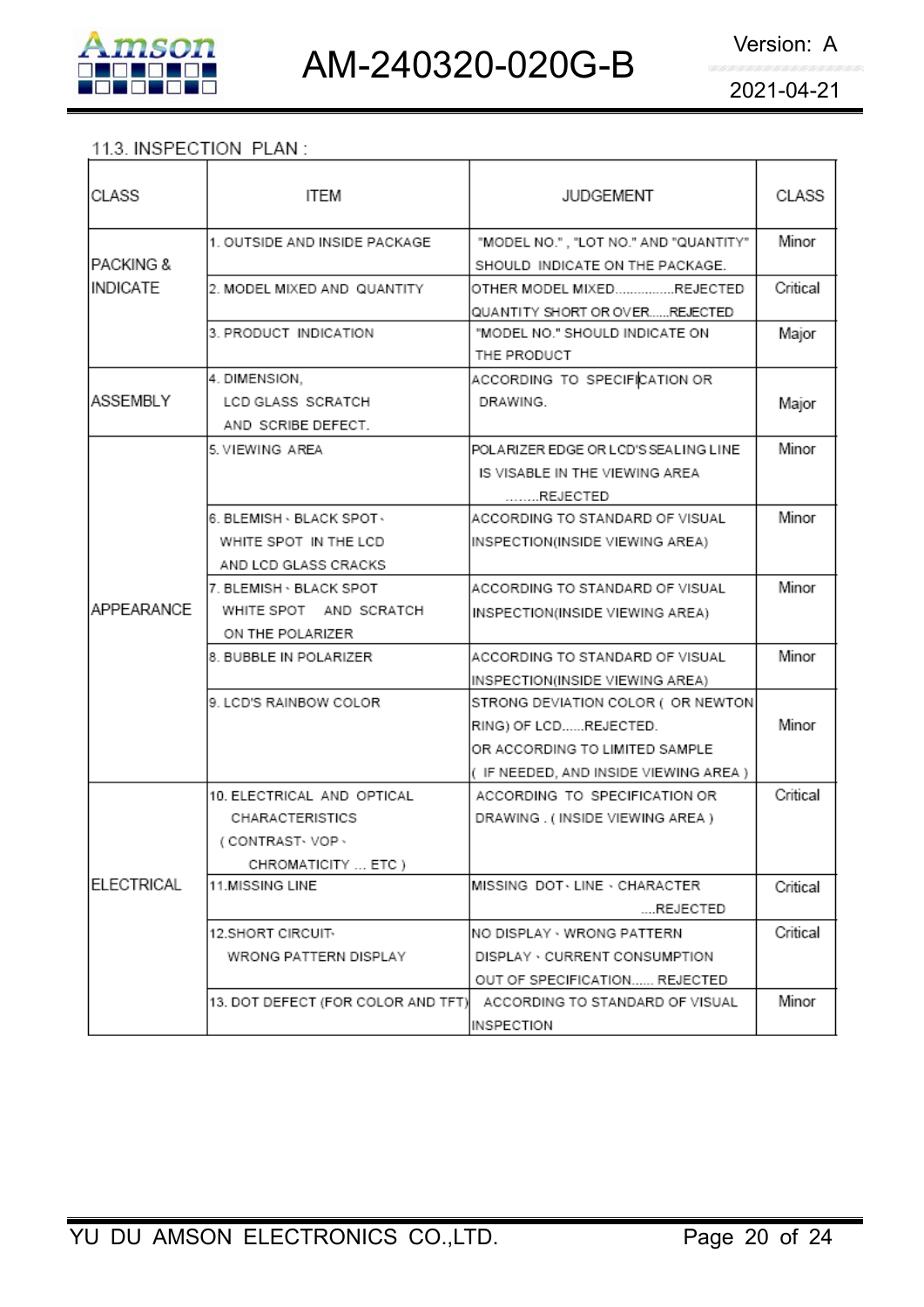11.3. INSPECTION PLAN :

| CLASS | ITEM | JUDGEMENT | CLASS |
|---|---|---|---|
| PACKING & INDICATE | 1. OUTSIDE AND INSIDE PACKAGE | "MODEL NO." , "LOT NO." AND "QUANTITY" SHOULD INDICATE ON THE PACKAGE. | Minor |
| | 2. MODEL MIXED AND QUANTITY | OTHER MODEL MIXED................REJECTED QUANTITY SHORT OR OVER......REJECTED | Critical |
| | 3. PRODUCT INDICATION | "MODEL NO." SHOULD INDICATE ON THE PRODUCT | Major |
| ASSEMBLY | 4. DIMENSION, LCD GLASS SCRATCH AND SCRIBE DEFECT. | ACCORDING TO SPECIFICATION OR DRAWING. | Major |
| APPEARANCE | 5. VIEWING AREA | POLARIZER EDGE OR LCD'S SEALING LINE IS VISABLE IN THE VIEWING AREA ........REJECTED | Minor |
| | 6. BLEMISH、BLACK SPOT、WHITE SPOT IN THE LCD AND LCD GLASS CRACKS | ACCORDING TO STANDARD OF VISUAL INSPECTION(INSIDE VIEWING AREA) | Minor |
| | 7. BLEMISH、BLACK SPOT WHITE SPOT AND SCRATCH ON THE POLARIZER | ACCORDING TO STANDARD OF VISUAL INSPECTION(INSIDE VIEWING AREA) | Minor |
| | 8. BUBBLE IN POLARIZER | ACCORDING TO STANDARD OF VISUAL INSPECTION(INSIDE VIEWING AREA) | Minor |
| | 9. LCD'S RAINBOW COLOR | STRONG DEVIATION COLOR ( OR NEWTON RING) OF LCD......REJECTED. OR ACCORDING TO LIMITED SAMPLE ( IF NEEDED, AND INSIDE VIEWING AREA ) | Minor |
| ELECTRICAL | 10. ELECTRICAL AND OPTICAL CHARACTERISTICS (CONTRAST、VOP、CHROMATICITY ... ETC ) | ACCORDING TO SPECIFICATION OR DRAWING . ( INSIDE VIEWING AREA ) | Critical |
| | 11.MISSING LINE | MISSING DOT、LINE 、CHARACTER ....REJECTED | Critical |
| | 12.SHORT CIRCUIT、WRONG PATTERN DISPLAY | NO DISPLAY 、WRONG PATTERN DISPLAY 、CURRENT CONSUMPTION OUT OF SPECIFICATION...... REJECTED | Critical |
| | 13. DOT DEFECT (FOR COLOR AND TFT) | ACCORDING TO STANDARD OF VISUAL INSPECTION | Minor |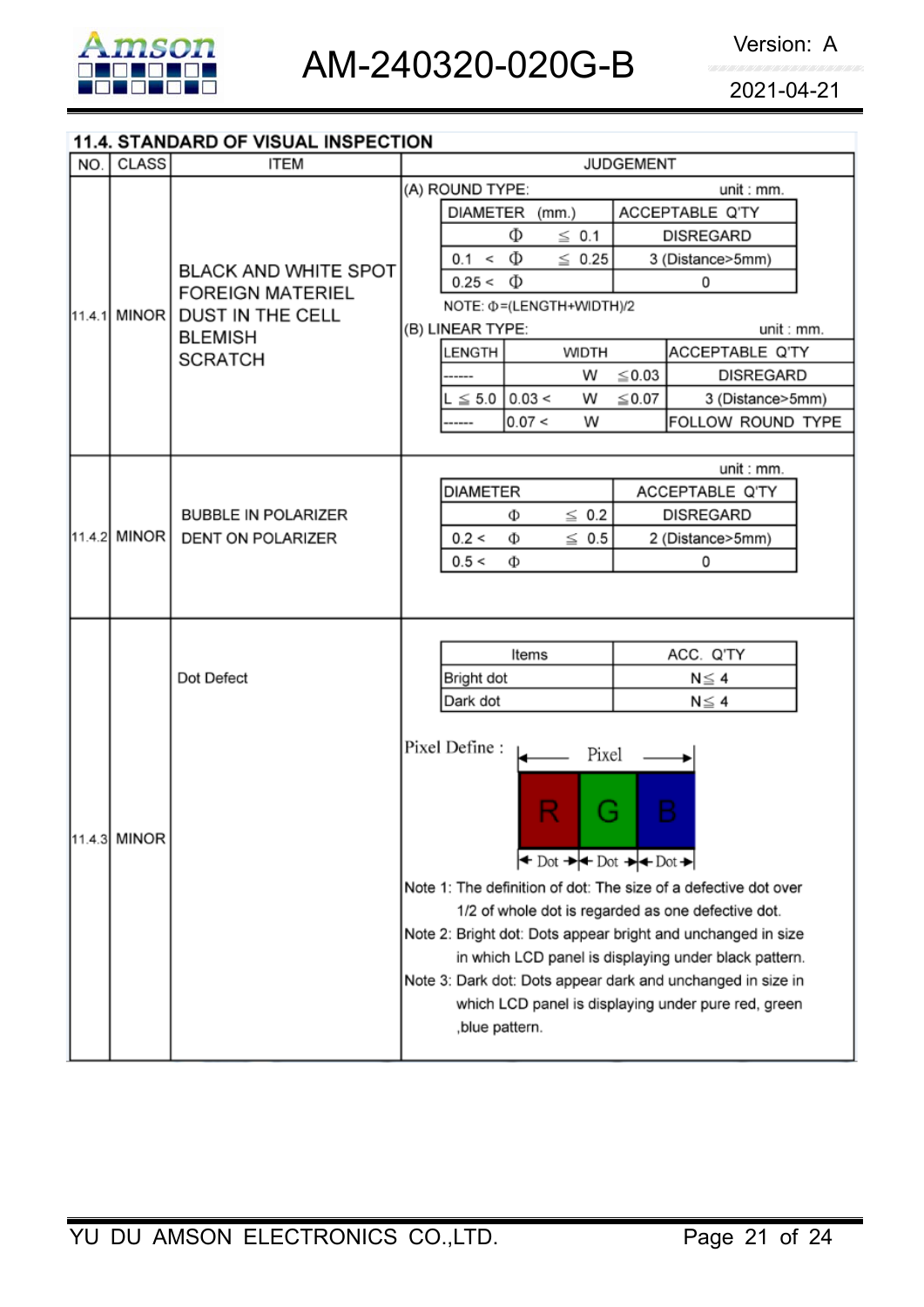## 11.4. STANDARD OF VISUAL INSPECTION

| NO. | CLASS | ITEM | JUDGEMENT |
|---|---|---|---|
| 11.4.1 | MINOR | BLACK AND WHITE SPOT<br>FOREIGN MATERIEL<br>DUST IN THE CELL<br>BLEMISH<br>SCRATCH | See tables (A) and (B) below |
| 11.4.2 | MINOR | BUBBLE IN POLARIZER<br>DENT ON POLARIZER | See table below |
| 11.4.3 | MINOR | Dot Defect | See table below |

### 11.4.1 Judgement

(A) ROUND TYPE: unit : mm.

| DIAMETER (mm.) | ACCEPTABLE Q'TY |
|---|---|
| Φ ≦ 0.1 | DISREGARD |
| 0.1 < Φ ≦ 0.25 | 3 (Distance>5mm) |
| 0.25 < Φ | 0 |

NOTE: Φ=(LENGTH+WIDTH)/2

(B) LINEAR TYPE: unit : mm.

| LENGTH | WIDTH | ACCEPTABLE Q'TY |
|---|---|---|
| ------ | W ≦0.03 | DISREGARD |
| L ≦ 5.0 | 0.03 < W ≦0.07 | 3 (Distance>5mm) |
| ------ | 0.07 < W | FOLLOW ROUND TYPE |

### 11.4.2 Judgement

unit : mm.

| DIAMETER | ACCEPTABLE Q'TY |
|---|---|
| Φ ≦ 0.2 | DISREGARD |
| 0.2 < Φ ≦ 0.5 | 2 (Distance>5mm) |
| 0.5 < Φ | 0 |

### 11.4.3 Judgement

| Items | ACC. Q'TY |
|---|---|
| Bright dot | N≦ 4 |
| Dark dot | N≦ 4 |

Pixel Define : Pixel = R Dot + G Dot + B Dot

Note 1: The definition of dot: The size of a defective dot over 1/2 of whole dot is regarded as one defective dot.

Note 2: Bright dot: Dots appear bright and unchanged in size in which LCD panel is displaying under black pattern.

Note 3: Dark dot: Dots appear dark and unchanged in size in which LCD panel is displaying under pure red, green ,blue pattern.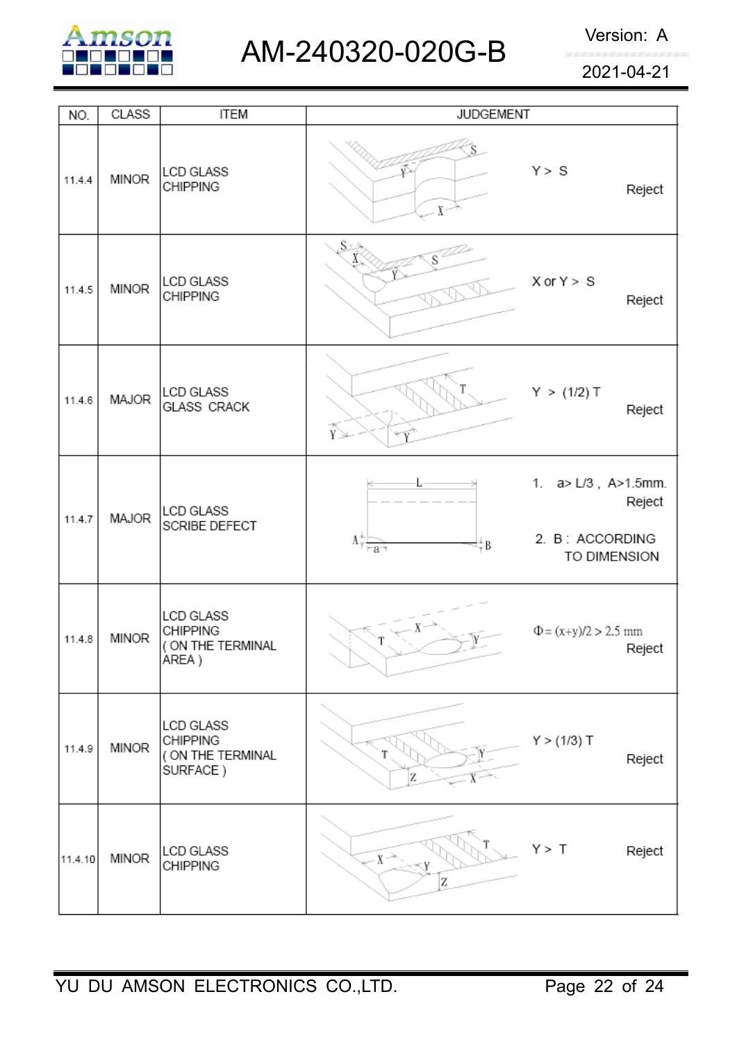| NO. | CLASS | ITEM | JUDGEMENT |
| --- | --- | --- | --- |
| 11.4.4 | MINOR | LCD GLASS CHIPPING | Y > S Reject |
| 11.4.5 | MINOR | LCD GLASS CHIPPING | X or Y > S Reject |
| 11.4.6 | MAJOR | LCD GLASS GLASS CRACK | Y > (1/2) T Reject |
| 11.4.7 | MAJOR | LCD GLASS SCRIBE DEFECT | 1. a> L/3 , A>1.5mm. Reject<br>2. B : ACCORDING TO DIMENSION |
| 11.4.8 | MINOR | LCD GLASS CHIPPING ( ON THE TERMINAL AREA ) | $\Phi = (x+y)/2 > 2.5$ mm Reject |
| 11.4.9 | MINOR | LCD GLASS CHIPPING ( ON THE TERMINAL SURFACE ) | Y > (1/3) T Reject |
| 11.4.10 | MINOR | LCD GLASS CHIPPING | Y > T Reject |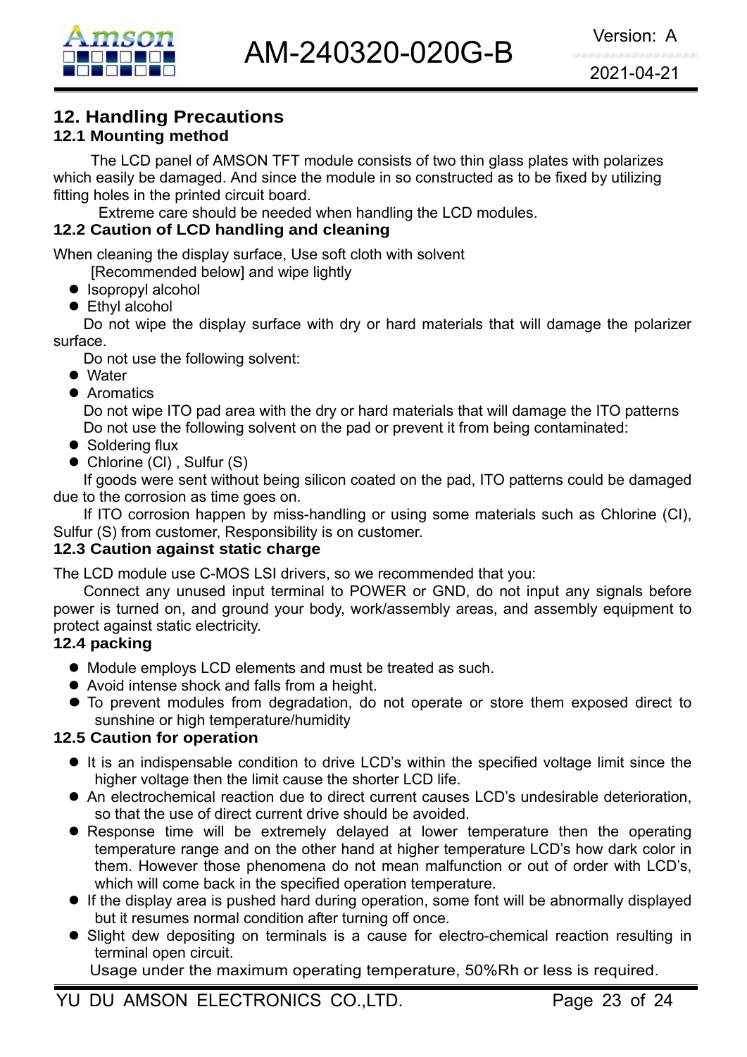## 12. Handling Precautions

### 12.1 Mounting method

The LCD panel of AMSON TFT module consists of two thin glass plates with polarizes which easily be damaged. And since the module in so constructed as to be fixed by utilizing fitting holes in the printed circuit board.

Extreme care should be needed when handling the LCD modules.

### 12.2 Caution of LCD handling and cleaning

When cleaning the display surface, Use soft cloth with solvent [Recommended below] and wipe lightly

- Isopropyl alcohol
- Ethyl alcohol

Do not wipe the display surface with dry or hard materials that will damage the polarizer surface.

Do not use the following solvent:

- Water
- Aromatics

Do not wipe ITO pad area with the dry or hard materials that will damage the ITO patterns
Do not use the following solvent on the pad or prevent it from being contaminated:

- Soldering flux
- Chlorine (Cl) , Sulfur (S)

If goods were sent without being silicon coated on the pad, ITO patterns could be damaged due to the corrosion as time goes on.

If ITO corrosion happen by miss-handling or using some materials such as Chlorine (CI), Sulfur (S) from customer, Responsibility is on customer.

### 12.3 Caution against static charge

The LCD module use C-MOS LSI drivers, so we recommended that you:

Connect any unused input terminal to POWER or GND, do not input any signals before power is turned on, and ground your body, work/assembly areas, and assembly equipment to protect against static electricity.

### 12.4 packing

- Module employs LCD elements and must be treated as such.
- Avoid intense shock and falls from a height.
- To prevent modules from degradation, do not operate or store them exposed direct to sunshine or high temperature/humidity

### 12.5 Caution for operation

- It is an indispensable condition to drive LCD's within the specified voltage limit since the higher voltage then the limit cause the shorter LCD life.
- An electrochemical reaction due to direct current causes LCD's undesirable deterioration, so that the use of direct current drive should be avoided.
- Response time will be extremely delayed at lower temperature then the operating temperature range and on the other hand at higher temperature LCD's how dark color in them. However those phenomena do not mean malfunction or out of order with LCD's, which will come back in the specified operation temperature.
- If the display area is pushed hard during operation, some font will be abnormally displayed but it resumes normal condition after turning off once.
- Slight dew depositing on terminals is a cause for electro-chemical reaction resulting in terminal open circuit.

  Usage under the maximum operating temperature, 50%Rh or less is required.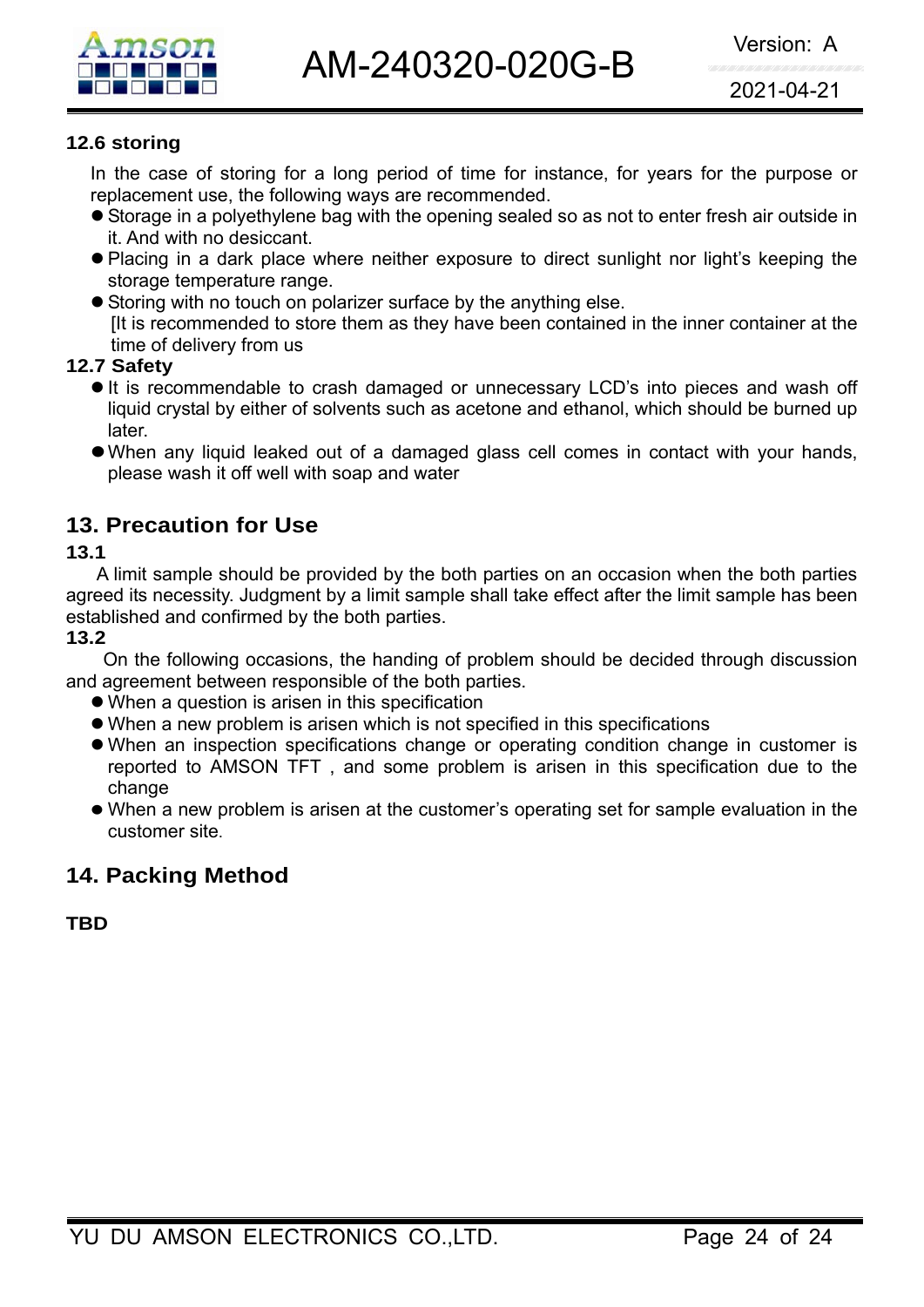### 12.6 storing

In the case of storing for a long period of time for instance, for years for the purpose or replacement use, the following ways are recommended.

- Storage in a polyethylene bag with the opening sealed so as not to enter fresh air outside in it. And with no desiccant.
- Placing in a dark place where neither exposure to direct sunlight nor light's keeping the storage temperature range.
- Storing with no touch on polarizer surface by the anything else.
  [It is recommended to store them as they have been contained in the inner container at the time of delivery from us

### 12.7 Safety

- It is recommendable to crash damaged or unnecessary LCD's into pieces and wash off liquid crystal by either of solvents such as acetone and ethanol, which should be burned up later.
- When any liquid leaked out of a damaged glass cell comes in contact with your hands, please wash it off well with soap and water

## 13. Precaution for Use

### 13.1

A limit sample should be provided by the both parties on an occasion when the both parties agreed its necessity. Judgment by a limit sample shall take effect after the limit sample has been established and confirmed by the both parties.

### 13.2

On the following occasions, the handing of problem should be decided through discussion and agreement between responsible of the both parties.

- When a question is arisen in this specification
- When a new problem is arisen which is not specified in this specifications
- When an inspection specifications change or operating condition change in customer is reported to AMSON TFT , and some problem is arisen in this specification due to the change
- When a new problem is arisen at the customer's operating set for sample evaluation in the customer site.

## 14. Packing Method

**TBD**